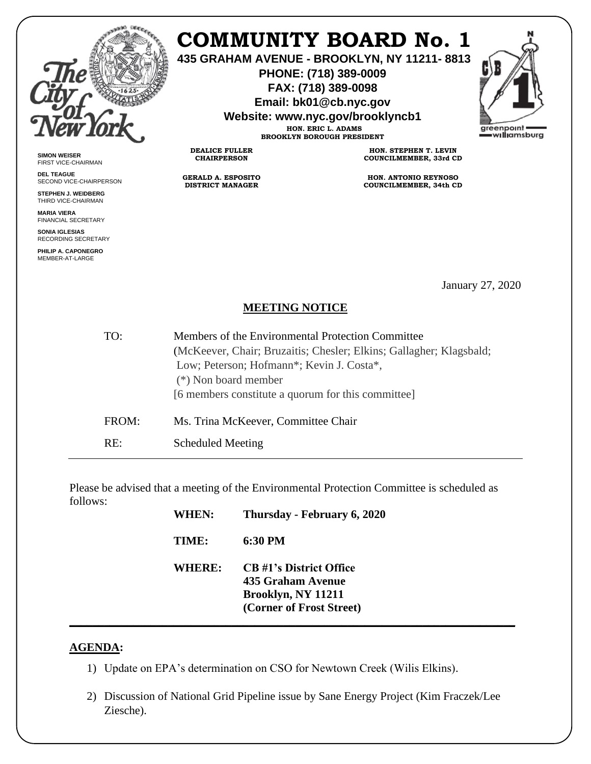# COMMUNITY BOARD No. 1

**435 GRAHAM AVENUE - BROOKLYN, NY 11211- 8813**
**PHONE: (718) 389-0009**
**FAX: (718) 389-0098**
**Email: bk01@cb.nyc.gov**
**Website: www.nyc.gov/brooklyncb1**

**HON. ERIC L. ADAMS**
**BROOKLYN BOROUGH PRESIDENT**

**DEALICE FULLER**
**CHAIRPERSON**

**GERALD A. ESPOSITO**
**DISTRICT MANAGER**

**HON. STEPHEN T. LEVIN**
**COUNCILMEMBER, 33rd CD**

**HON. ANTONIO REYNOSO**
**COUNCILMEMBER, 34th CD**

**SIMON WEISER**
FIRST VICE-CHAIRMAN

**DEL TEAGUE**
SECOND VICE-CHAIRPERSON

**STEPHEN J. WEIDBERG**
THIRD VICE-CHAIRMAN

**MARIA VIERA**
FINANCIAL SECRETARY

**SONIA IGLESIAS**
RECORDING SECRETARY

**PHILIP A. CAPONEGRO**
MEMBER-AT-LARGE

January 27, 2020

## MEETING NOTICE

TO: Members of the Environmental Protection Committee
(McKeever, Chair; Bruzaitis; Chesler; Elkins; Gallagher; Klagsbald; Low; Peterson; Hofmann*; Kevin J. Costa*,
(*) Non board member
[6 members constitute a quorum for this committee]

FROM: Ms. Trina McKeever, Committee Chair

RE: Scheduled Meeting

---

Please be advised that a meeting of the Environmental Protection Committee is scheduled as follows:

**WHEN:** **Thursday - February 6, 2020**

**TIME:** **6:30 PM**

**WHERE:** **CB #1's District Office**
**435 Graham Avenue**
**Brooklyn, NY 11211**
**(Corner of Frost Street)**

---

**AGENDA:**

1) Update on EPA's determination on CSO for Newtown Creek (Wilis Elkins).

2) Discussion of National Grid Pipeline issue by Sane Energy Project (Kim Fraczek/Lee Ziesche).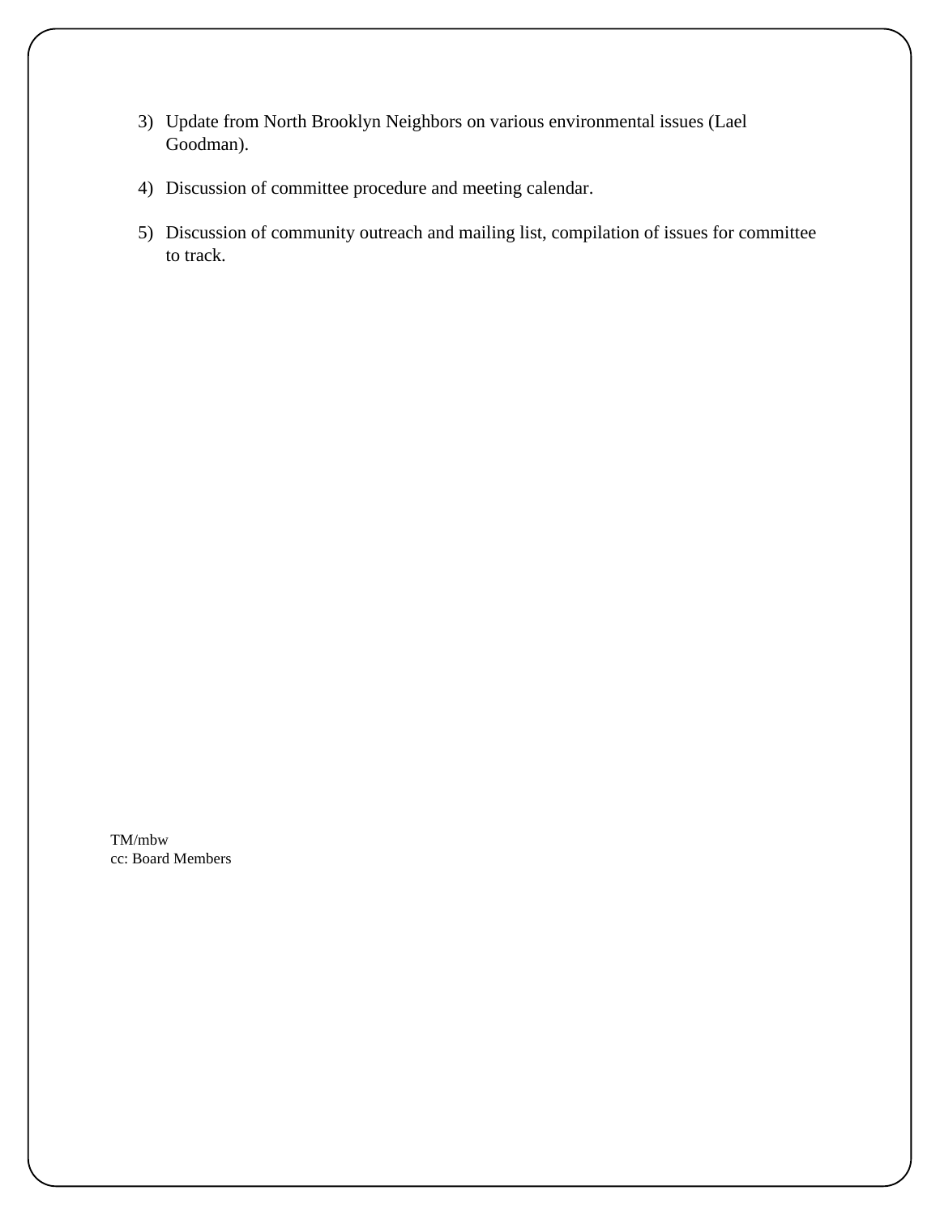3) Update from North Brooklyn Neighbors on various environmental issues (Lael Goodman).

4) Discussion of committee procedure and meeting calendar.

5) Discussion of community outreach and mailing list, compilation of issues for committee to track.

TM/mbw
cc: Board Members